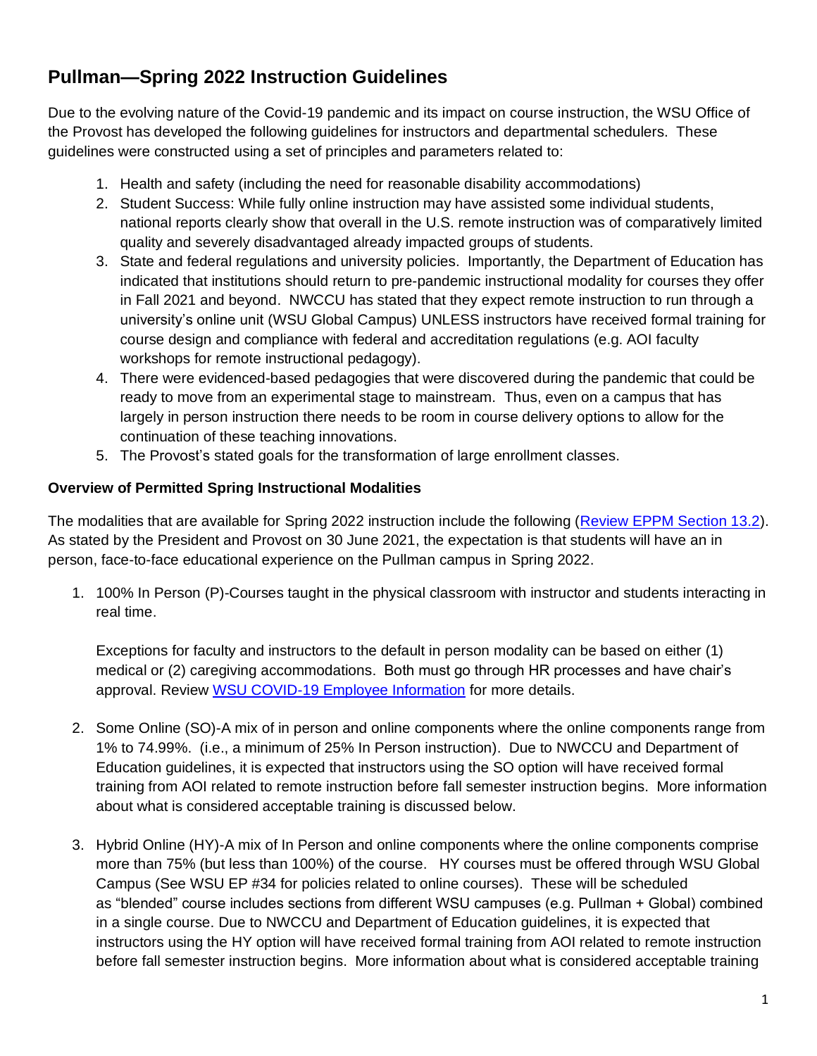# Pullman—Spring 2022 Instruction Guidelines

Due to the evolving nature of the Covid-19 pandemic and its impact on course instruction, the WSU Office of the Provost has developed the following guidelines for instructors and departmental schedulers. These guidelines were constructed using a set of principles and parameters related to:

1. Health and safety (including the need for reasonable disability accommodations)
2. Student Success: While fully online instruction may have assisted some individual students, national reports clearly show that overall in the U.S. remote instruction was of comparatively limited quality and severely disadvantaged already impacted groups of students.
3. State and federal regulations and university policies. Importantly, the Department of Education has indicated that institutions should return to pre-pandemic instructional modality for courses they offer in Fall 2021 and beyond. NWCCU has stated that they expect remote instruction to run through a university's online unit (WSU Global Campus) UNLESS instructors have received formal training for course design and compliance with federal and accreditation regulations (e.g. AOI faculty workshops for remote instructional pedagogy).
4. There were evidenced-based pedagogies that were discovered during the pandemic that could be ready to move from an experimental stage to mainstream. Thus, even on a campus that has largely in person instruction there needs to be room in course delivery options to allow for the continuation of these teaching innovations.
5. The Provost's stated goals for the transformation of large enrollment classes.

**Overview of Permitted Spring Instructional Modalities**

The modalities that are available for Spring 2022 instruction include the following ([Review EPPM Section 13.2](Review EPPM Section 13.2)). As stated by the President and Provost on 30 June 2021, the expectation is that students will have an in person, face-to-face educational experience on the Pullman campus in Spring 2022.

1. 100% In Person (P)-Courses taught in the physical classroom with instructor and students interacting in real time.

   Exceptions for faculty and instructors to the default in person modality can be based on either (1) medical or (2) caregiving accommodations. Both must go through HR processes and have chair's approval. Review [WSU COVID-19 Employee Information](WSU COVID-19 Employee Information) for more details.

2. Some Online (SO)-A mix of in person and online components where the online components range from 1% to 74.99%. (i.e., a minimum of 25% In Person instruction). Due to NWCCU and Department of Education guidelines, it is expected that instructors using the SO option will have received formal training from AOI related to remote instruction before fall semester instruction begins. More information about what is considered acceptable training is discussed below.

3. Hybrid Online (HY)-A mix of In Person and online components where the online components comprise more than 75% (but less than 100%) of the course. HY courses must be offered through WSU Global Campus (See WSU EP #34 for policies related to online courses). These will be scheduled as "blended" course includes sections from different WSU campuses (e.g. Pullman + Global) combined in a single course. Due to NWCCU and Department of Education guidelines, it is expected that instructors using the HY option will have received formal training from AOI related to remote instruction before fall semester instruction begins. More information about what is considered acceptable training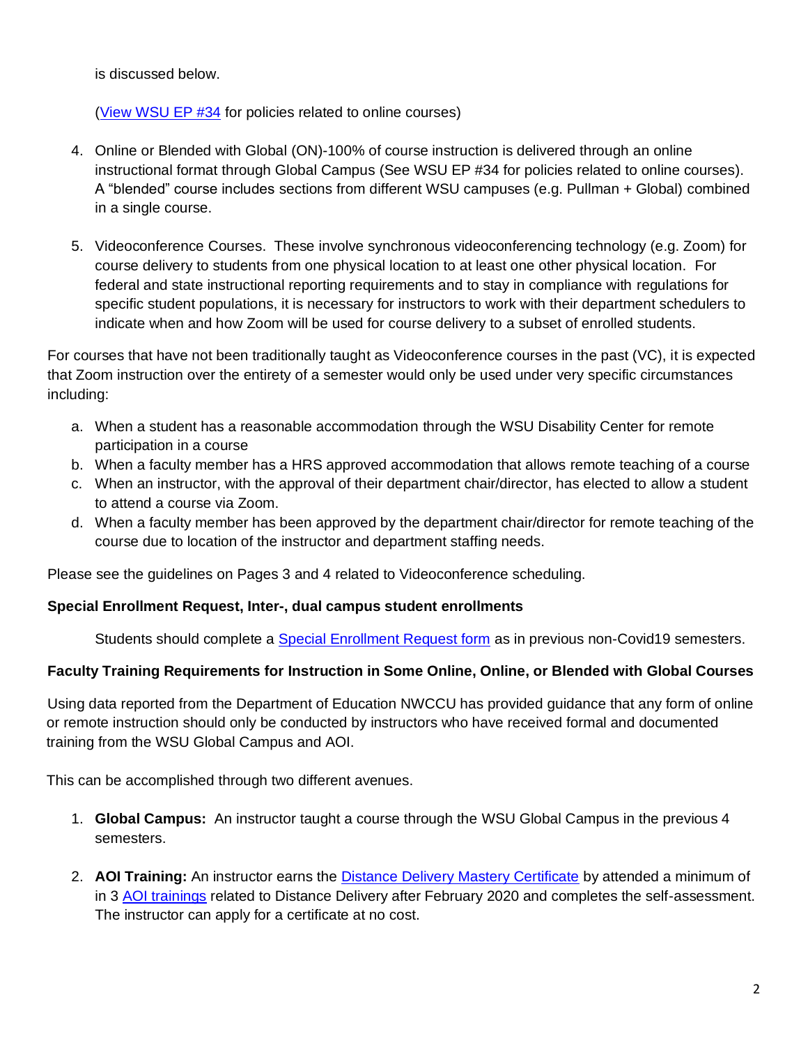is discussed below.

([View WSU EP #34](#) for policies related to online courses)

4. Online or Blended with Global (ON)-100% of course instruction is delivered through an online instructional format through Global Campus (See WSU EP #34 for policies related to online courses). A "blended" course includes sections from different WSU campuses (e.g. Pullman + Global) combined in a single course.

5. Videoconference Courses. These involve synchronous videoconferencing technology (e.g. Zoom) for course delivery to students from one physical location to at least one other physical location. For federal and state instructional reporting requirements and to stay in compliance with regulations for specific student populations, it is necessary for instructors to work with their department schedulers to indicate when and how Zoom will be used for course delivery to a subset of enrolled students.

For courses that have not been traditionally taught as Videoconference courses in the past (VC), it is expected that Zoom instruction over the entirety of a semester would only be used under very specific circumstances including:

a. When a student has a reasonable accommodation through the WSU Disability Center for remote participation in a course
b. When a faculty member has a HRS approved accommodation that allows remote teaching of a course
c. When an instructor, with the approval of their department chair/director, has elected to allow a student to attend a course via Zoom.
d. When a faculty member has been approved by the department chair/director for remote teaching of the course due to location of the instructor and department staffing needs.

Please see the guidelines on Pages 3 and 4 related to Videoconference scheduling.

**Special Enrollment Request, Inter-, dual campus student enrollments**

Students should complete a [Special Enrollment Request form](#) as in previous non-Covid19 semesters.

**Faculty Training Requirements for Instruction in Some Online, Online, or Blended with Global Courses**

Using data reported from the Department of Education NWCCU has provided guidance that any form of online or remote instruction should only be conducted by instructors who have received formal and documented training from the WSU Global Campus and AOI.

This can be accomplished through two different avenues.

1. **Global Campus:** An instructor taught a course through the WSU Global Campus in the previous 4 semesters.

2. **AOI Training:** An instructor earns the [Distance Delivery Mastery Certificate](#) by attended a minimum of in 3 [AOI trainings](#) related to Distance Delivery after February 2020 and completes the self-assessment. The instructor can apply for a certificate at no cost.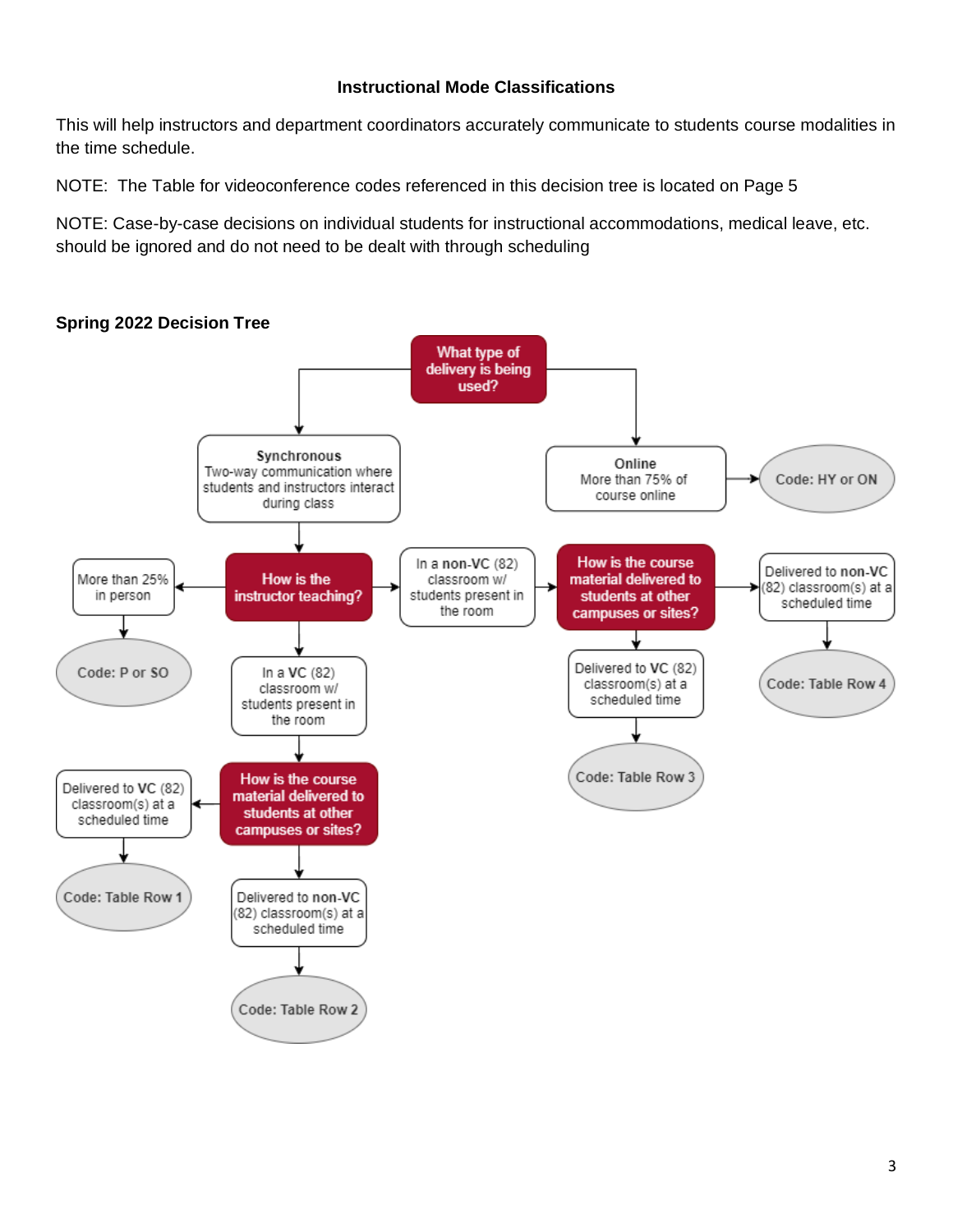**Instructional Mode Classifications**

This will help instructors and department coordinators accurately communicate to students course modalities in the time schedule.

NOTE: The Table for videoconference codes referenced in this decision tree is located on Page 5

NOTE: Case-by-case decisions on individual students for instructional accommodations, medical leave, etc. should be ignored and do not need to be dealt with through scheduling

**Spring 2022 Decision Tree**

- **What type of delivery is being used?**
  - **Online** — More than 75% of course online
    - Code: HY or ON
  - **Synchronous** — Two-way communication where students and instructors interact during class
    - **How is the instructor teaching?**
      - More than 25% in person
        - Code: P or SO
      - In a **non-VC** (82) classroom w/ students present in the room
        - **How is the course material delivered to students at other campuses or sites?**
          - Delivered to **VC** (82) classroom(s) at a scheduled time
            - Code: Table Row 3
          - Delivered to **non-VC** (82) classroom(s) at a scheduled time
            - Code: Table Row 4
      - In a **VC** (82) classroom w/ students present in the room
        - **How is the course material delivered to students at other campuses or sites?**
          - Delivered to **VC** (82) classroom(s) at a scheduled time
            - Code: Table Row 1
          - Delivered to **non-VC** (82) classroom(s) at a scheduled time
            - Code: Table Row 2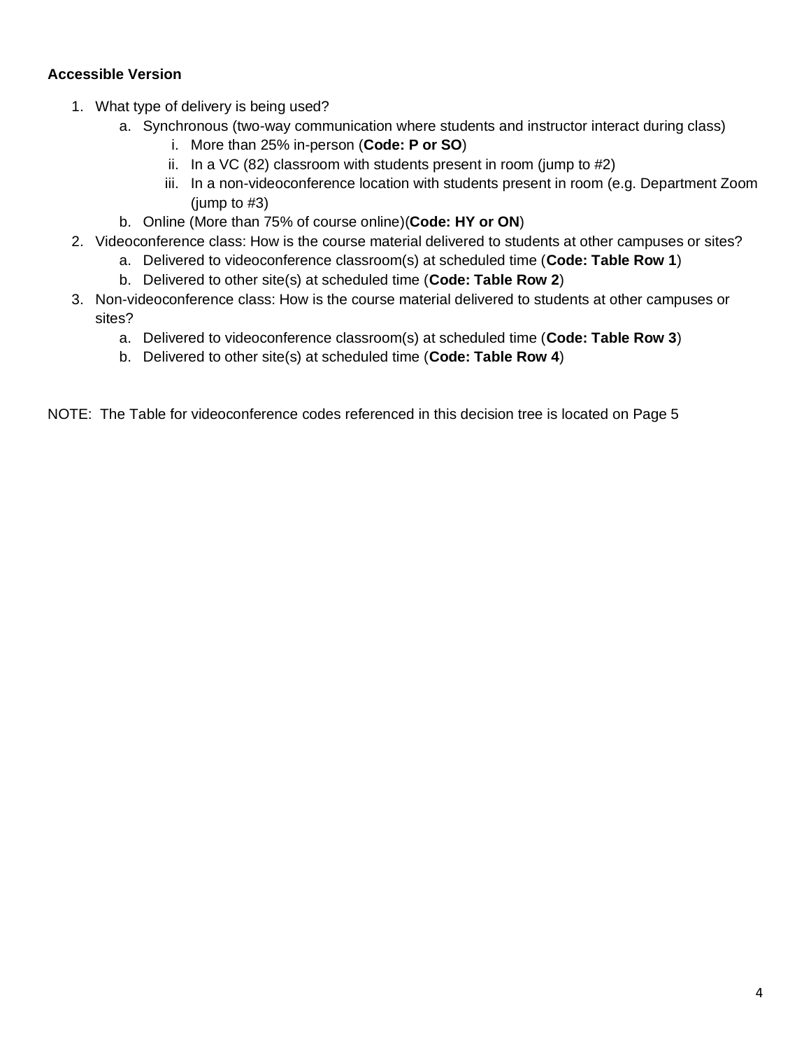**Accessible Version**

1. What type of delivery is being used?
   a. Synchronous (two-way communication where students and instructor interact during class)
      i. More than 25% in-person (**Code: P or SO**)
      ii. In a VC (82) classroom with students present in room (jump to #2)
      iii. In a non-videoconference location with students present in room (e.g. Department Zoom (jump to #3)
   b. Online (More than 75% of course online)(**Code: HY or ON**)
2. Videoconference class: How is the course material delivered to students at other campuses or sites?
   a. Delivered to videoconference classroom(s) at scheduled time (**Code: Table Row 1**)
   b. Delivered to other site(s) at scheduled time (**Code: Table Row 2**)
3. Non-videoconference class: How is the course material delivered to students at other campuses or sites?
   a. Delivered to videoconference classroom(s) at scheduled time (**Code: Table Row 3**)
   b. Delivered to other site(s) at scheduled time (**Code: Table Row 4**)

NOTE: The Table for videoconference codes referenced in this decision tree is located on Page 5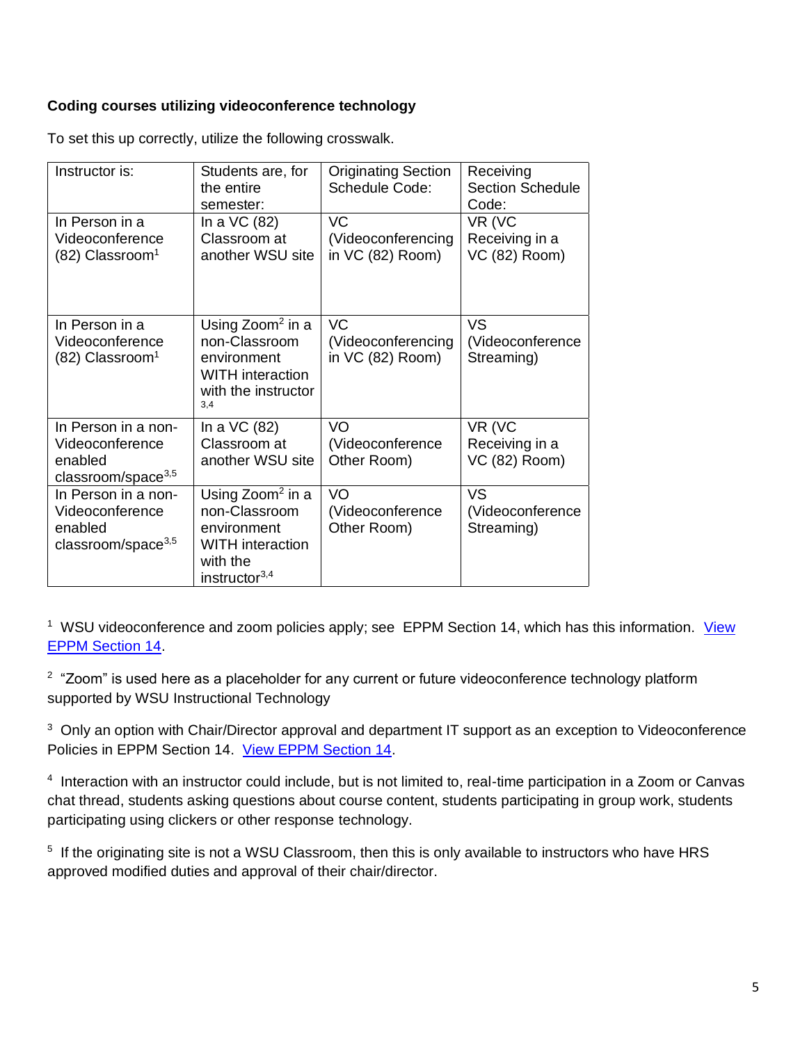**Coding courses utilizing videoconference technology**

To set this up correctly, utilize the following crosswalk.

| Instructor is: | Students are, for the entire semester: | Originating Section Schedule Code: | Receiving Section Schedule Code: |
|---|---|---|---|
| In Person in a Videoconference (82) Classroom[1] | In a VC (82) Classroom at another WSU site | VC (Videoconferencing in VC (82) Room) | VR (VC Receiving in a VC (82) Room) |
| In Person in a Videoconference (82) Classroom[1] | Using Zoom[2] in a non-Classroom environment WITH interaction with the instructor [3,4] | VC (Videoconferencing in VC (82) Room) | VS (Videoconference Streaming) |
| In Person in a non-Videoconference enabled classroom/space[3,5] | In a VC (82) Classroom at another WSU site | VO (Videoconference Other Room) | VR (VC Receiving in a VC (82) Room) |
| In Person in a non-Videoconference enabled classroom/space[3,5] | Using Zoom[2] in a non-Classroom environment WITH interaction with the instructor[3,4] | VO (Videoconference Other Room) | VS (Videoconference Streaming) |

[1] WSU videoconference and zoom policies apply; see EPPM Section 14, which has this information. [View EPPM Section 14](#).

[2] "Zoom" is used here as a placeholder for any current or future videoconference technology platform supported by WSU Instructional Technology

[3] Only an option with Chair/Director approval and department IT support as an exception to Videoconference Policies in EPPM Section 14. [View EPPM Section 14](#).

[4] Interaction with an instructor could include, but is not limited to, real-time participation in a Zoom or Canvas chat thread, students asking questions about course content, students participating in group work, students participating using clickers or other response technology.

[5] If the originating site is not a WSU Classroom, then this is only available to instructors who have HRS approved modified duties and approval of their chair/director.